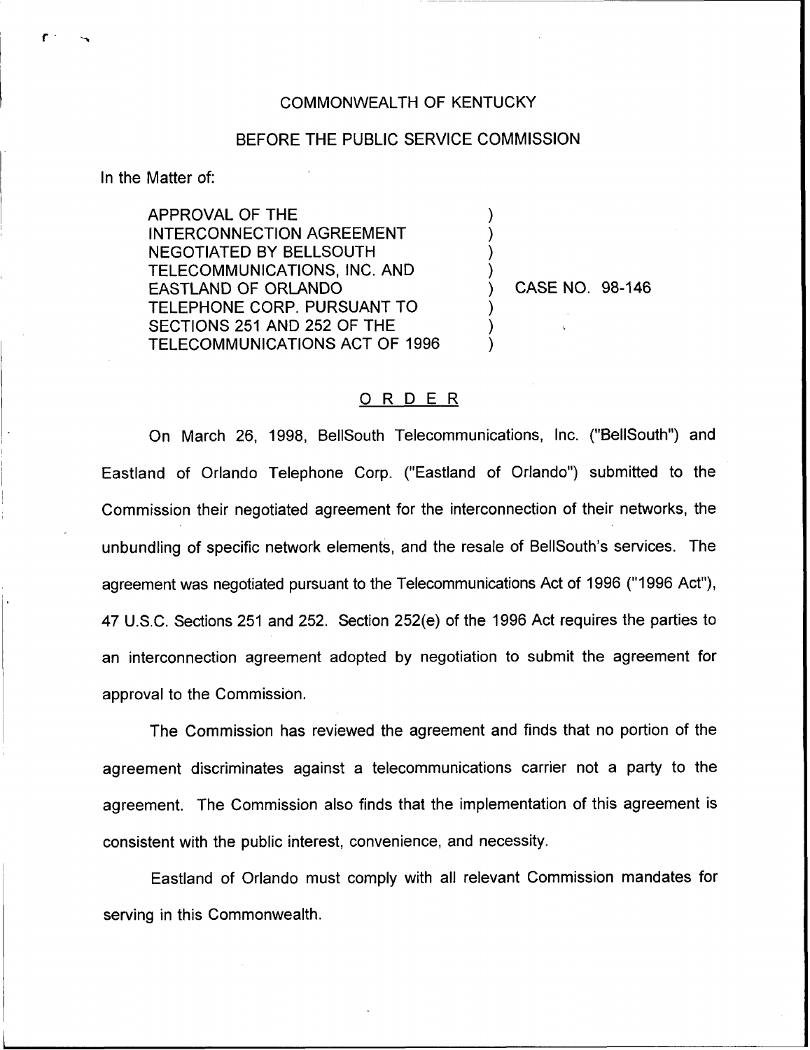COMMONWEALTH OF KENTUCKY

BEFORE THE PUBLIC SERVICE COMMISSION

In the Matter of:

| | | |
|---|---|---|
| APPROVAL OF THE INTERCONNECTION AGREEMENT NEGOTIATED BY BELLSOUTH TELECOMMUNICATIONS, INC. AND EASTLAND OF ORLANDO TELEPHONE CORP. PURSUANT TO SECTIONS 251 AND 252 OF THE TELECOMMUNICATIONS ACT OF 1996 | ) | CASE NO. 98-146 |

## ORDER

On March 26, 1998, BellSouth Telecommunications, Inc. ("BellSouth") and Eastland of Orlando Telephone Corp. ("Eastland of Orlando") submitted to the Commission their negotiated agreement for the interconnection of their networks, the unbundling of specific network elements, and the resale of BellSouth's services. The agreement was negotiated pursuant to the Telecommunications Act of 1996 ("1996 Act"), 47 U.S.C. Sections 251 and 252. Section 252(e) of the 1996 Act requires the parties to an interconnection agreement adopted by negotiation to submit the agreement for approval to the Commission.

The Commission has reviewed the agreement and finds that no portion of the agreement discriminates against a telecommunications carrier not a party to the agreement. The Commission also finds that the implementation of this agreement is consistent with the public interest, convenience, and necessity.

Eastland of Orlando must comply with all relevant Commission mandates for serving in this Commonwealth.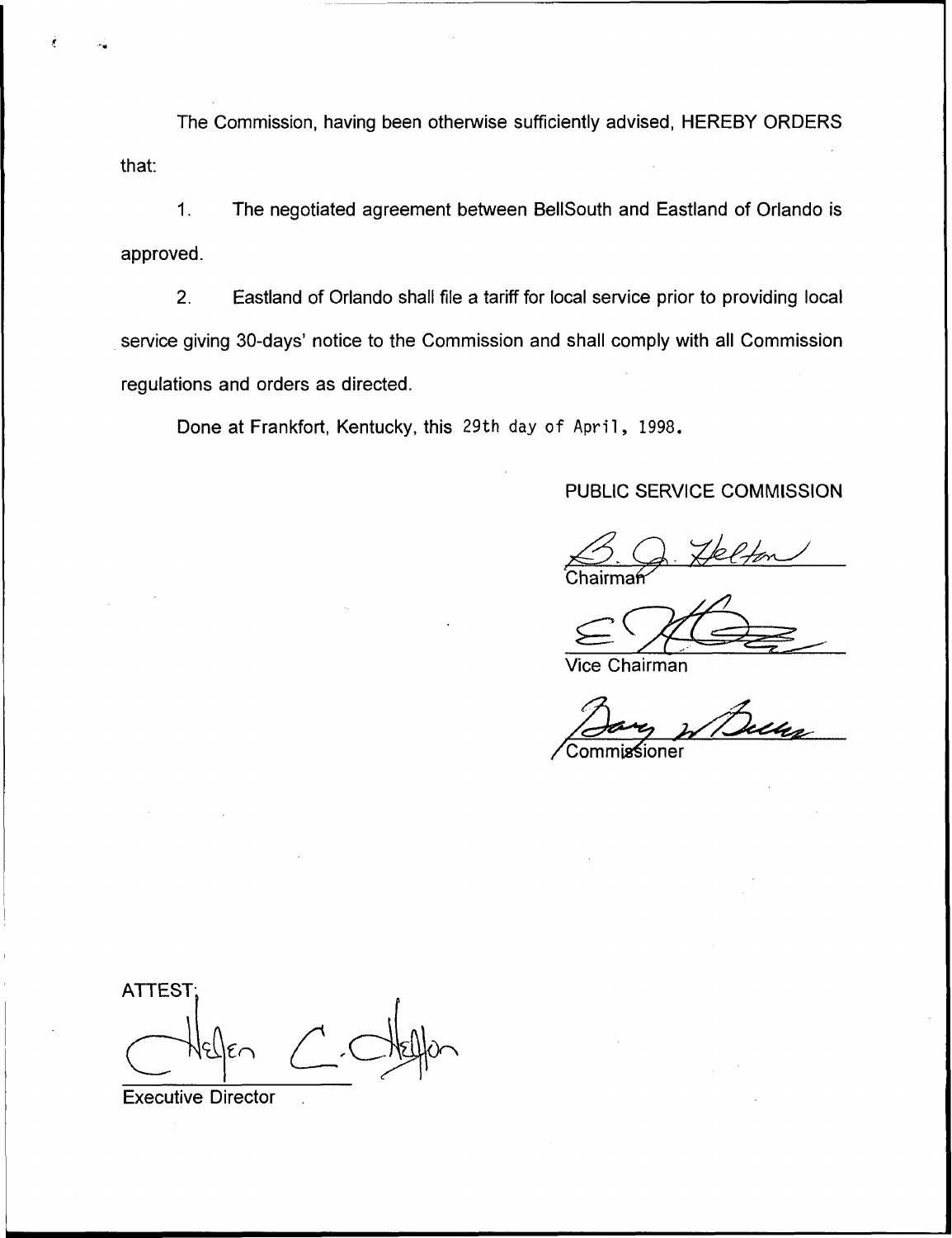The Commission, having been otherwise sufficiently advised, HEREBY ORDERS that:

1. The negotiated agreement between BellSouth and Eastland of Orlando is approved.

2. Eastland of Orlando shall file a tariff for local service prior to providing local service giving 30-days' notice to the Commission and shall comply with all Commission regulations and orders as directed.

Done at Frankfort, Kentucky, this 29th day of April, 1998.

PUBLIC SERVICE COMMISSION

Chairman

Vice Chairman

Commissioner

ATTEST:

Executive Director